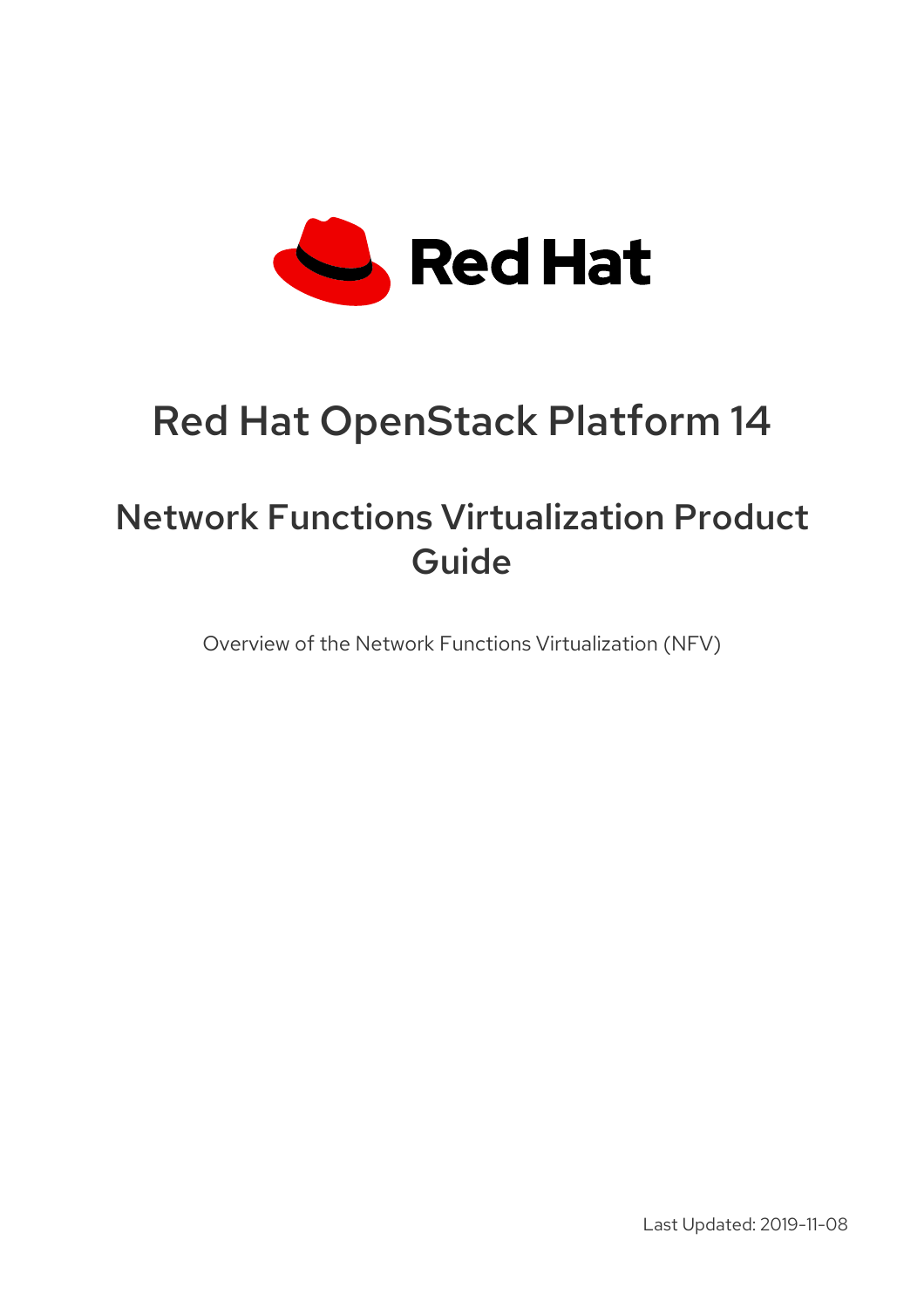# Red Hat OpenStack Platform 14

## Network Functions Virtualization Product Guide

Overview of the Network Functions Virtualization (NFV)

Last Updated: 2019-11-08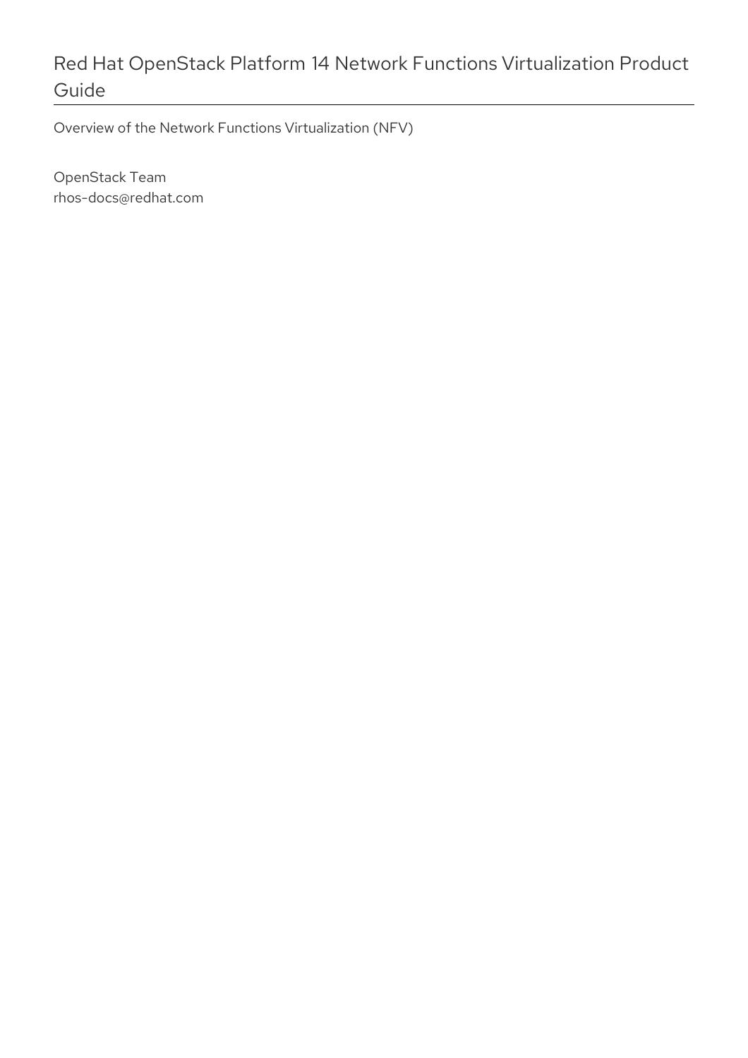# Red Hat OpenStack Platform 14 Network Functions Virtualization Product Guide

Overview of the Network Functions Virtualization (NFV)

OpenStack Team
rhos-docs@redhat.com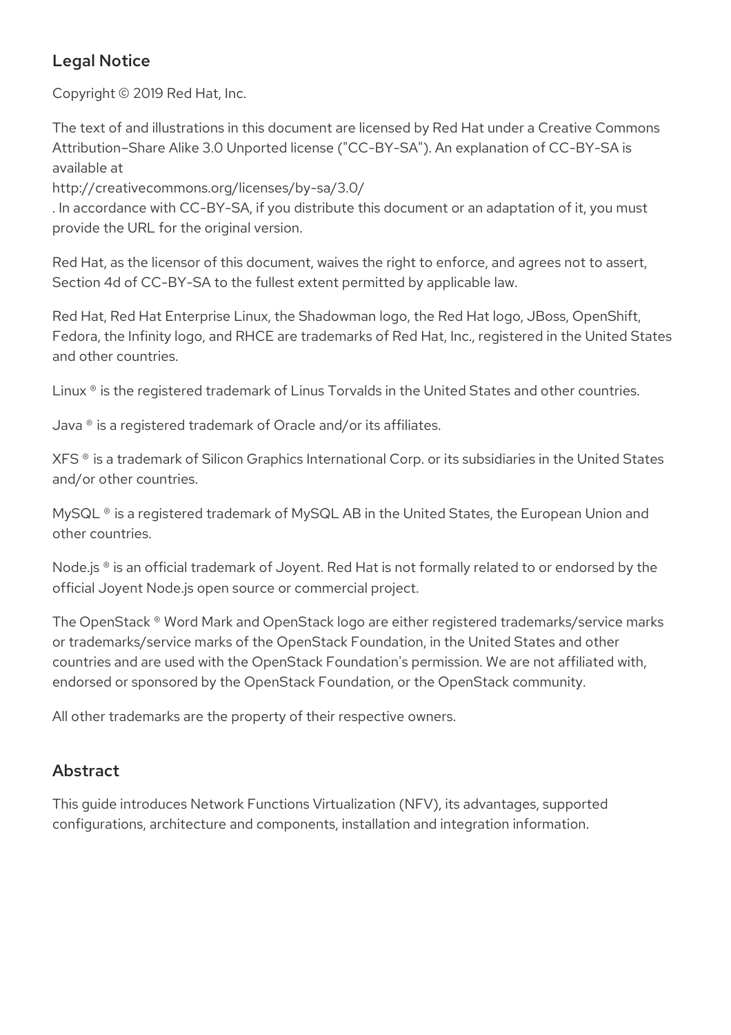## Legal Notice

Copyright © 2019 Red Hat, Inc.

The text of and illustrations in this document are licensed by Red Hat under a Creative Commons Attribution–Share Alike 3.0 Unported license ("CC-BY-SA"). An explanation of CC-BY-SA is available at
http://creativecommons.org/licenses/by-sa/3.0/
. In accordance with CC-BY-SA, if you distribute this document or an adaptation of it, you must provide the URL for the original version.

Red Hat, as the licensor of this document, waives the right to enforce, and agrees not to assert, Section 4d of CC-BY-SA to the fullest extent permitted by applicable law.

Red Hat, Red Hat Enterprise Linux, the Shadowman logo, the Red Hat logo, JBoss, OpenShift, Fedora, the Infinity logo, and RHCE are trademarks of Red Hat, Inc., registered in the United States and other countries.

Linux ® is the registered trademark of Linus Torvalds in the United States and other countries.

Java ® is a registered trademark of Oracle and/or its affiliates.

XFS ® is a trademark of Silicon Graphics International Corp. or its subsidiaries in the United States and/or other countries.

MySQL ® is a registered trademark of MySQL AB in the United States, the European Union and other countries.

Node.js ® is an official trademark of Joyent. Red Hat is not formally related to or endorsed by the official Joyent Node.js open source or commercial project.

The OpenStack ® Word Mark and OpenStack logo are either registered trademarks/service marks or trademarks/service marks of the OpenStack Foundation, in the United States and other countries and are used with the OpenStack Foundation's permission. We are not affiliated with, endorsed or sponsored by the OpenStack Foundation, or the OpenStack community.

All other trademarks are the property of their respective owners.

## Abstract

This guide introduces Network Functions Virtualization (NFV), its advantages, supported configurations, architecture and components, installation and integration information.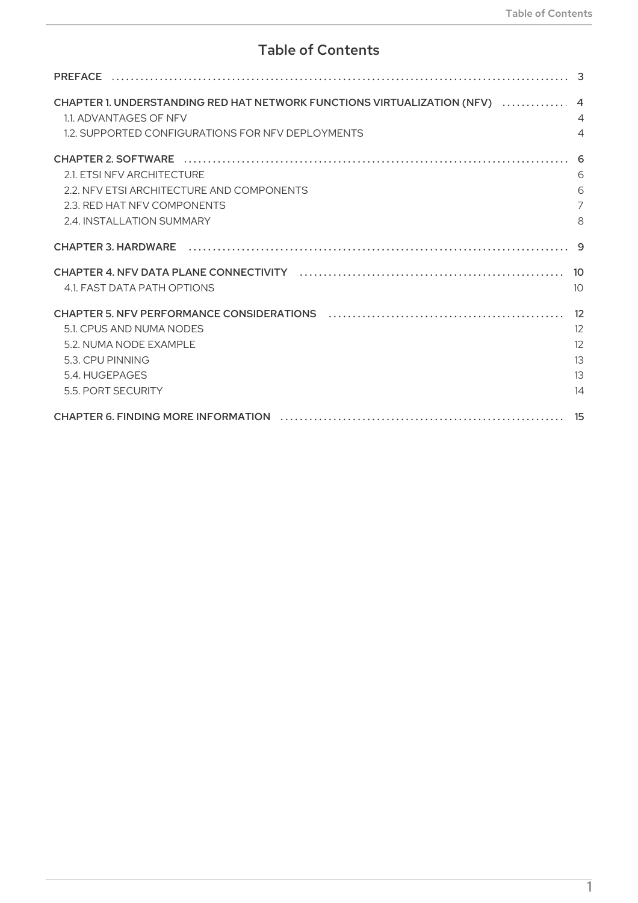# Table of Contents

| | |
|---|---|
| PREFACE | 3 |
| CHAPTER 1. UNDERSTANDING RED HAT NETWORK FUNCTIONS VIRTUALIZATION (NFV) | 4 |
| 1.1. ADVANTAGES OF NFV | 4 |
| 1.2. SUPPORTED CONFIGURATIONS FOR NFV DEPLOYMENTS | 4 |
| CHAPTER 2. SOFTWARE | 6 |
| 2.1. ETSI NFV ARCHITECTURE | 6 |
| 2.2. NFV ETSI ARCHITECTURE AND COMPONENTS | 6 |
| 2.3. RED HAT NFV COMPONENTS | 7 |
| 2.4. INSTALLATION SUMMARY | 8 |
| CHAPTER 3. HARDWARE | 9 |
| CHAPTER 4. NFV DATA PLANE CONNECTIVITY | 10 |
| 4.1. FAST DATA PATH OPTIONS | 10 |
| CHAPTER 5. NFV PERFORMANCE CONSIDERATIONS | 12 |
| 5.1. CPUS AND NUMA NODES | 12 |
| 5.2. NUMA NODE EXAMPLE | 12 |
| 5.3. CPU PINNING | 13 |
| 5.4. HUGEPAGES | 13 |
| 5.5. PORT SECURITY | 14 |
| CHAPTER 6. FINDING MORE INFORMATION | 15 |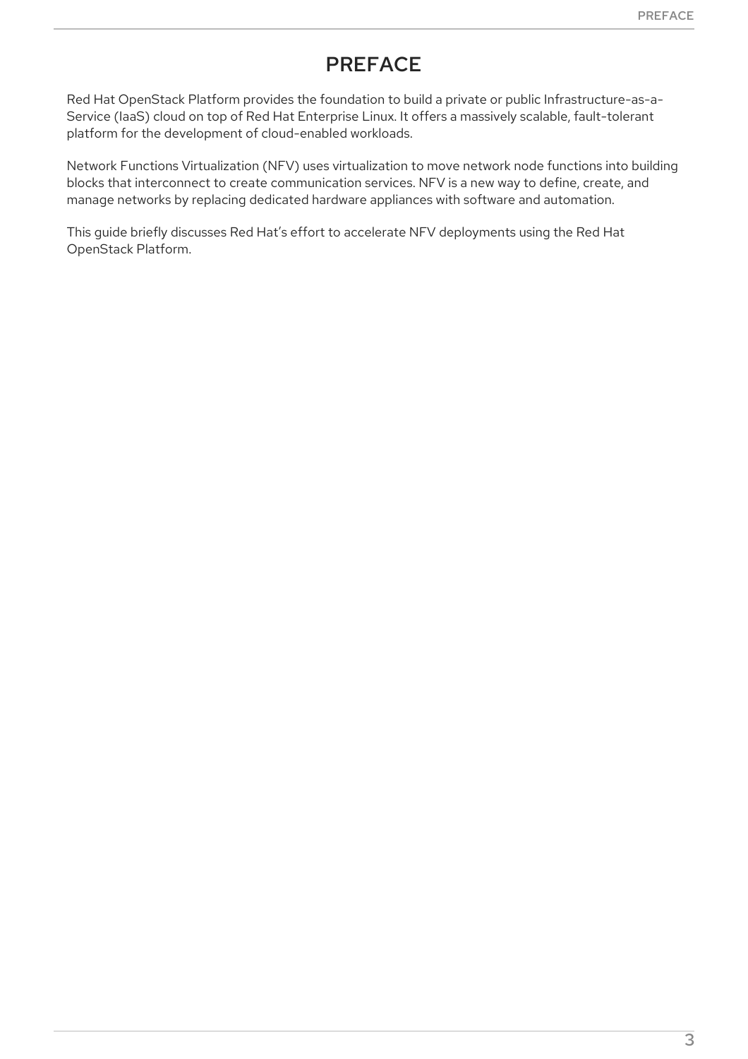# PREFACE

Red Hat OpenStack Platform provides the foundation to build a private or public Infrastructure-as-a-Service (IaaS) cloud on top of Red Hat Enterprise Linux. It offers a massively scalable, fault-tolerant platform for the development of cloud-enabled workloads.

Network Functions Virtualization (NFV) uses virtualization to move network node functions into building blocks that interconnect to create communication services. NFV is a new way to define, create, and manage networks by replacing dedicated hardware appliances with software and automation.

This guide briefly discusses Red Hat's effort to accelerate NFV deployments using the Red Hat OpenStack Platform.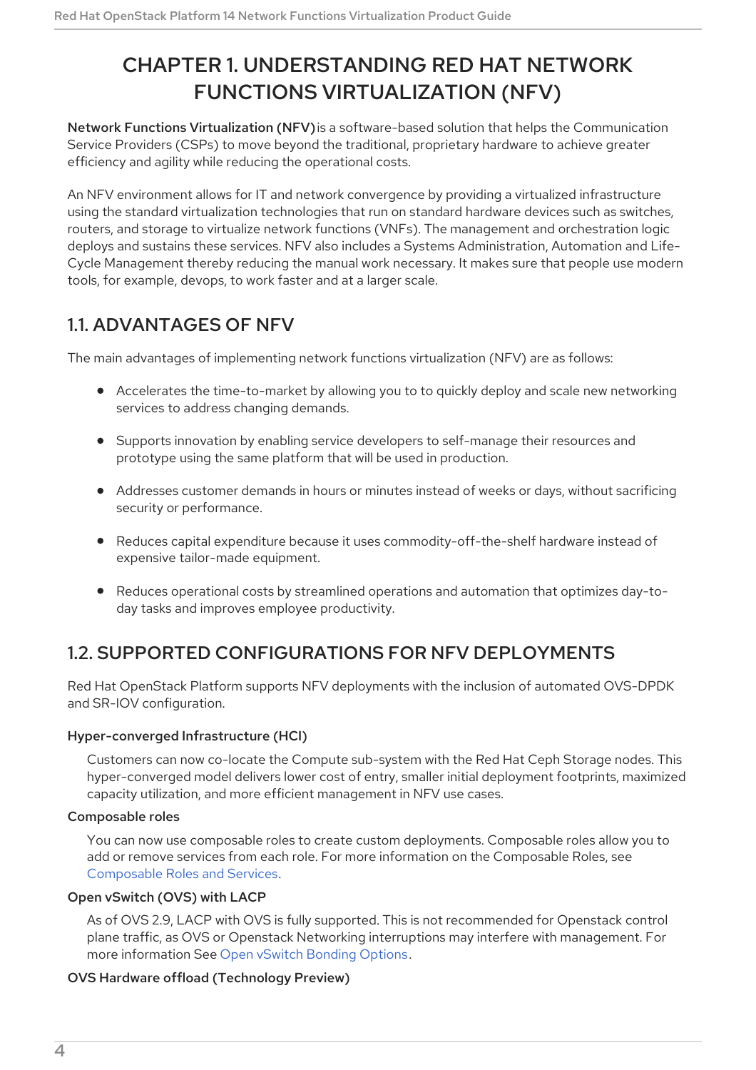# CHAPTER 1. UNDERSTANDING RED HAT NETWORK FUNCTIONS VIRTUALIZATION (NFV)

**Network Functions Virtualization (NFV)** is a software-based solution that helps the Communication Service Providers (CSPs) to move beyond the traditional, proprietary hardware to achieve greater efficiency and agility while reducing the operational costs.

An NFV environment allows for IT and network convergence by providing a virtualized infrastructure using the standard virtualization technologies that run on standard hardware devices such as switches, routers, and storage to virtualize network functions (VNFs). The management and orchestration logic deploys and sustains these services. NFV also includes a Systems Administration, Automation and Life-Cycle Management thereby reducing the manual work necessary. It makes sure that people use modern tools, for example, devops, to work faster and at a larger scale.

## 1.1. ADVANTAGES OF NFV

The main advantages of implementing network functions virtualization (NFV) are as follows:

- Accelerates the time-to-market by allowing you to to quickly deploy and scale new networking services to address changing demands.
- Supports innovation by enabling service developers to self-manage their resources and prototype using the same platform that will be used in production.
- Addresses customer demands in hours or minutes instead of weeks or days, without sacrificing security or performance.
- Reduces capital expenditure because it uses commodity-off-the-shelf hardware instead of expensive tailor-made equipment.
- Reduces operational costs by streamlined operations and automation that optimizes day-to-day tasks and improves employee productivity.

## 1.2. SUPPORTED CONFIGURATIONS FOR NFV DEPLOYMENTS

Red Hat OpenStack Platform supports NFV deployments with the inclusion of automated OVS-DPDK and SR-IOV configuration.

**Hyper-converged Infrastructure (HCI)**

Customers can now co-locate the Compute sub-system with the Red Hat Ceph Storage nodes. This hyper-converged model delivers lower cost of entry, smaller initial deployment footprints, maximized capacity utilization, and more efficient management in NFV use cases.

**Composable roles**

You can now use composable roles to create custom deployments. Composable roles allow you to add or remove services from each role. For more information on the Composable Roles, see Composable Roles and Services.

**Open vSwitch (OVS) with LACP**

As of OVS 2.9, LACP with OVS is fully supported. This is not recommended for Openstack control plane traffic, as OVS or Openstack Networking interruptions may interfere with management. For more information See Open vSwitch Bonding Options.

**OVS Hardware offload (Technology Preview)**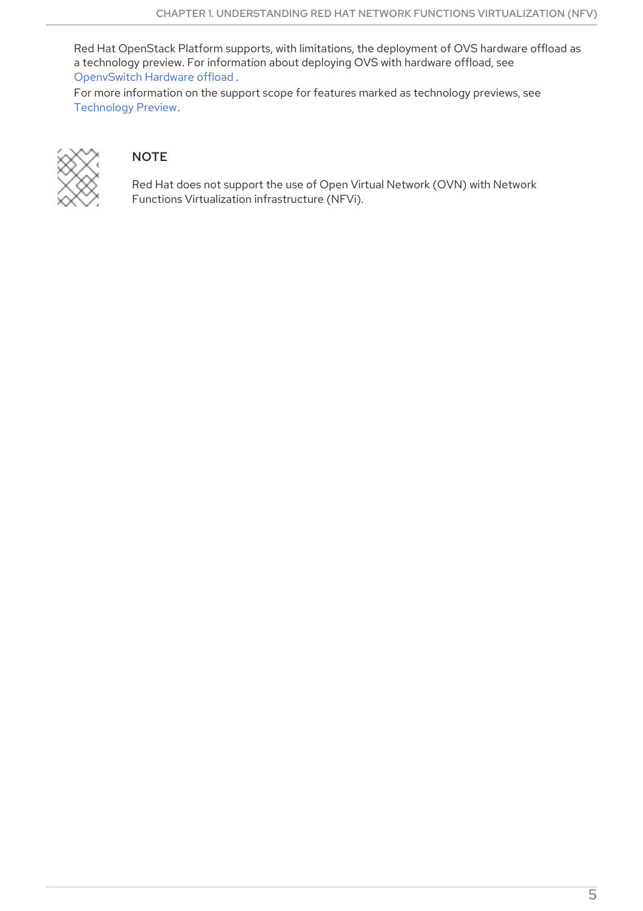Red Hat OpenStack Platform supports, with limitations, the deployment of OVS hardware offload as a technology preview. For information about deploying OVS with hardware offload, see OpenvSwitch Hardware offload .

For more information on the support scope for features marked as technology previews, see Technology Preview.

> **NOTE**
>
> Red Hat does not support the use of Open Virtual Network (OVN) with Network Functions Virtualization infrastructure (NFVi).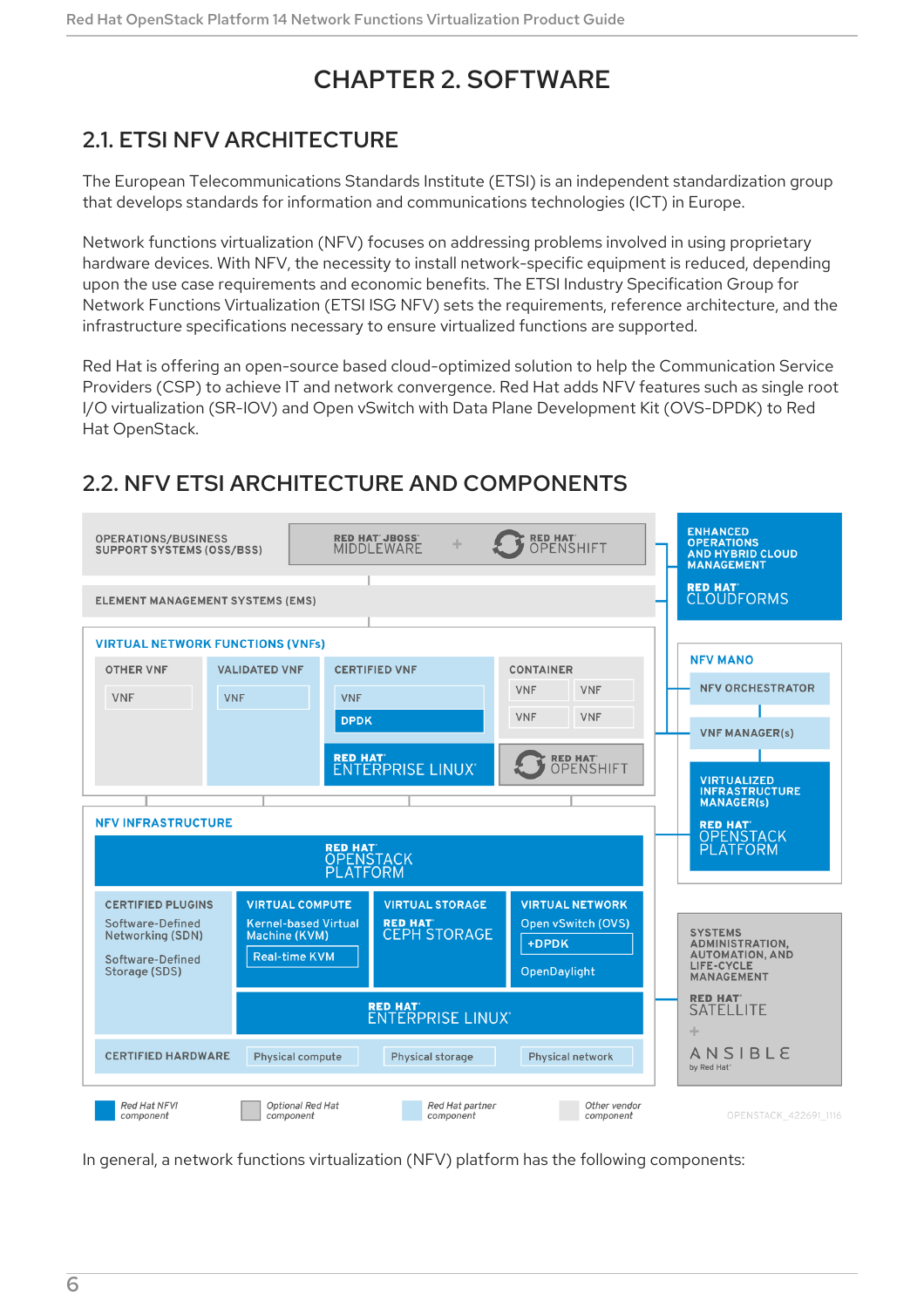# CHAPTER 2. SOFTWARE

## 2.1. ETSI NFV ARCHITECTURE

The European Telecommunications Standards Institute (ETSI) is an independent standardization group that develops standards for information and communications technologies (ICT) in Europe.

Network functions virtualization (NFV) focuses on addressing problems involved in using proprietary hardware devices. With NFV, the necessity to install network-specific equipment is reduced, depending upon the use case requirements and economic benefits. The ETSI Industry Specification Group for Network Functions Virtualization (ETSI ISG NFV) sets the requirements, reference architecture, and the infrastructure specifications necessary to ensure virtualized functions are supported.

Red Hat is offering an open-source based cloud-optimized solution to help the Communication Service Providers (CSP) to achieve IT and network convergence. Red Hat adds NFV features such as single root I/O virtualization (SR-IOV) and Open vSwitch with Data Plane Development Kit (OVS-DPDK) to Red Hat OpenStack.

## 2.2. NFV ETSI ARCHITECTURE AND COMPONENTS

In general, a network functions virtualization (NFV) platform has the following components: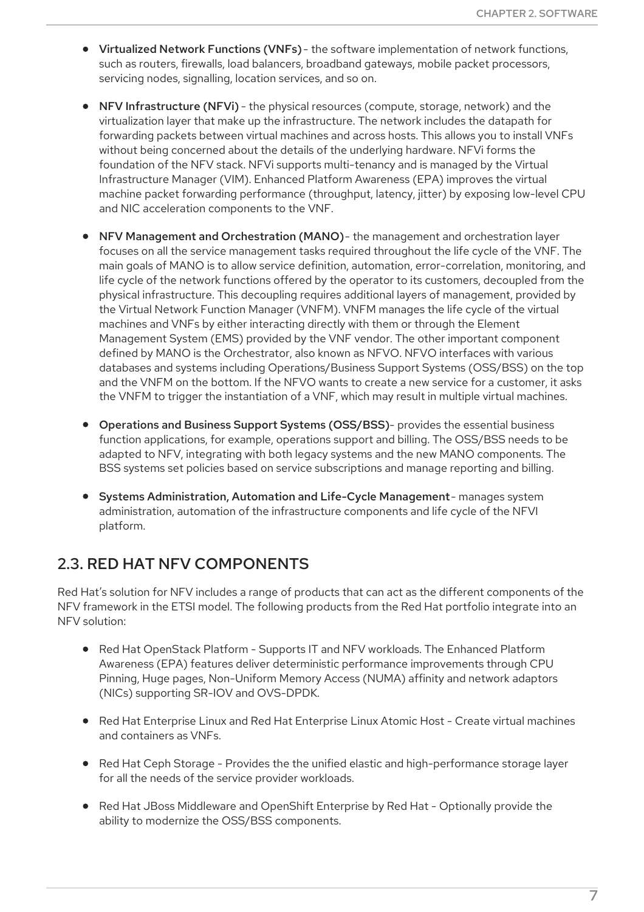- **Virtualized Network Functions (VNFs)** - the software implementation of network functions, such as routers, firewalls, load balancers, broadband gateways, mobile packet processors, servicing nodes, signalling, location services, and so on.

- **NFV Infrastructure (NFVi)** - the physical resources (compute, storage, network) and the virtualization layer that make up the infrastructure. The network includes the datapath for forwarding packets between virtual machines and across hosts. This allows you to install VNFs without being concerned about the details of the underlying hardware. NFVi forms the foundation of the NFV stack. NFVi supports multi-tenancy and is managed by the Virtual Infrastructure Manager (VIM). Enhanced Platform Awareness (EPA) improves the virtual machine packet forwarding performance (throughput, latency, jitter) by exposing low-level CPU and NIC acceleration components to the VNF.

- **NFV Management and Orchestration (MANO)** - the management and orchestration layer focuses on all the service management tasks required throughout the life cycle of the VNF. The main goals of MANO is to allow service definition, automation, error-correlation, monitoring, and life cycle of the network functions offered by the operator to its customers, decoupled from the physical infrastructure. This decoupling requires additional layers of management, provided by the Virtual Network Function Manager (VNFM). VNFM manages the life cycle of the virtual machines and VNFs by either interacting directly with them or through the Element Management System (EMS) provided by the VNF vendor. The other important component defined by MANO is the Orchestrator, also known as NFVO. NFVO interfaces with various databases and systems including Operations/Business Support Systems (OSS/BSS) on the top and the VNFM on the bottom. If the NFVO wants to create a new service for a customer, it asks the VNFM to trigger the instantiation of a VNF, which may result in multiple virtual machines.

- **Operations and Business Support Systems (OSS/BSS)** - provides the essential business function applications, for example, operations support and billing. The OSS/BSS needs to be adapted to NFV, integrating with both legacy systems and the new MANO components. The BSS systems set policies based on service subscriptions and manage reporting and billing.

- **Systems Administration, Automation and Life-Cycle Management** - manages system administration, automation of the infrastructure components and life cycle of the NFVI platform.

## 2.3. RED HAT NFV COMPONENTS

Red Hat's solution for NFV includes a range of products that can act as the different components of the NFV framework in the ETSI model. The following products from the Red Hat portfolio integrate into an NFV solution:

- Red Hat OpenStack Platform - Supports IT and NFV workloads. The Enhanced Platform Awareness (EPA) features deliver deterministic performance improvements through CPU Pinning, Huge pages, Non-Uniform Memory Access (NUMA) affinity and network adaptors (NICs) supporting SR-IOV and OVS-DPDK.

- Red Hat Enterprise Linux and Red Hat Enterprise Linux Atomic Host - Create virtual machines and containers as VNFs.

- Red Hat Ceph Storage - Provides the the unified elastic and high-performance storage layer for all the needs of the service provider workloads.

- Red Hat JBoss Middleware and OpenShift Enterprise by Red Hat - Optionally provide the ability to modernize the OSS/BSS components.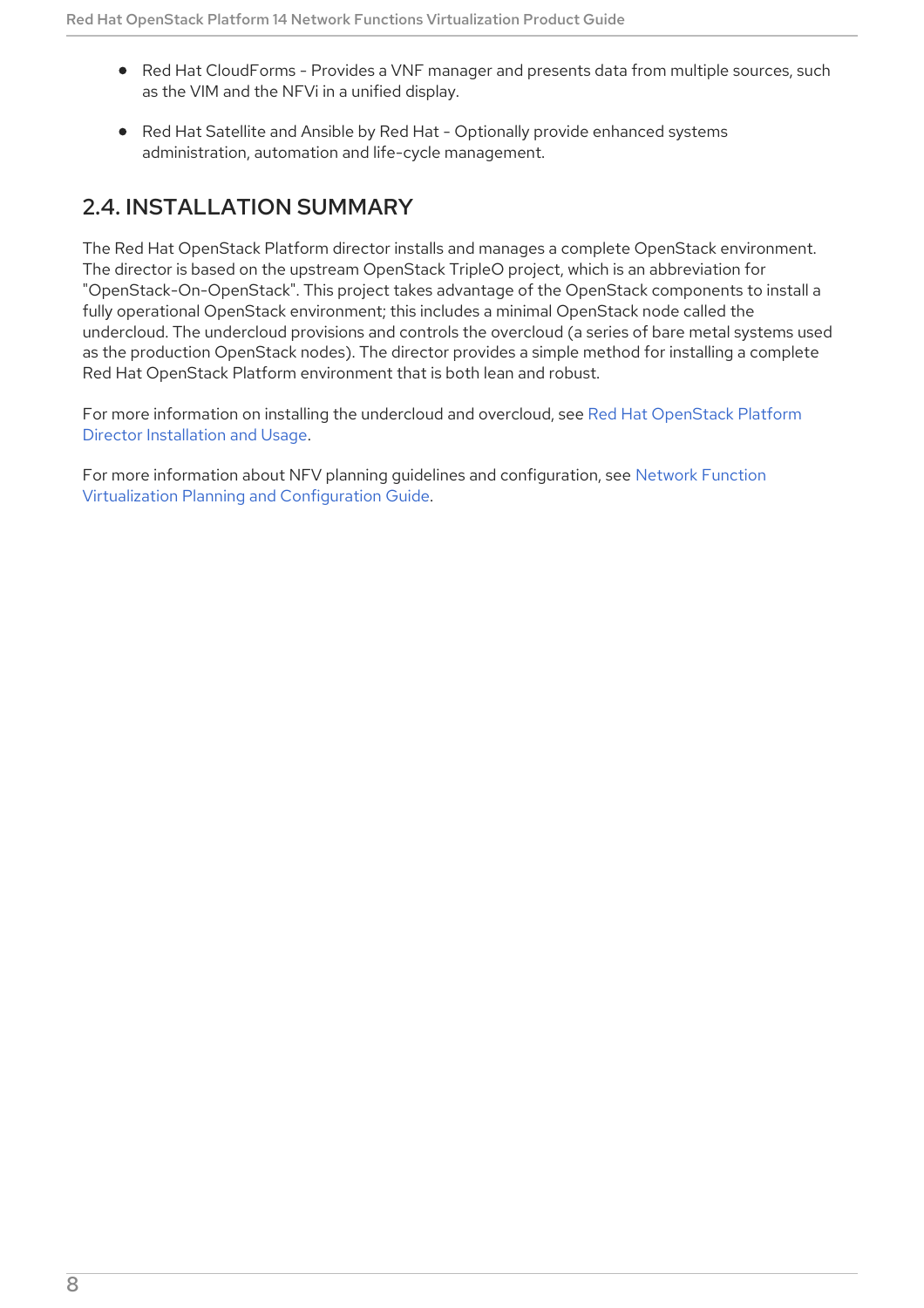- Red Hat CloudForms - Provides a VNF manager and presents data from multiple sources, such as the VIM and the NFVi in a unified display.

- Red Hat Satellite and Ansible by Red Hat - Optionally provide enhanced systems administration, automation and life-cycle management.

## 2.4. INSTALLATION SUMMARY

The Red Hat OpenStack Platform director installs and manages a complete OpenStack environment. The director is based on the upstream OpenStack TripleO project, which is an abbreviation for "OpenStack-On-OpenStack". This project takes advantage of the OpenStack components to install a fully operational OpenStack environment; this includes a minimal OpenStack node called the undercloud. The undercloud provisions and controls the overcloud (a series of bare metal systems used as the production OpenStack nodes). The director provides a simple method for installing a complete Red Hat OpenStack Platform environment that is both lean and robust.

For more information on installing the undercloud and overcloud, see Red Hat OpenStack Platform Director Installation and Usage.

For more information about NFV planning guidelines and configuration, see Network Function Virtualization Planning and Configuration Guide.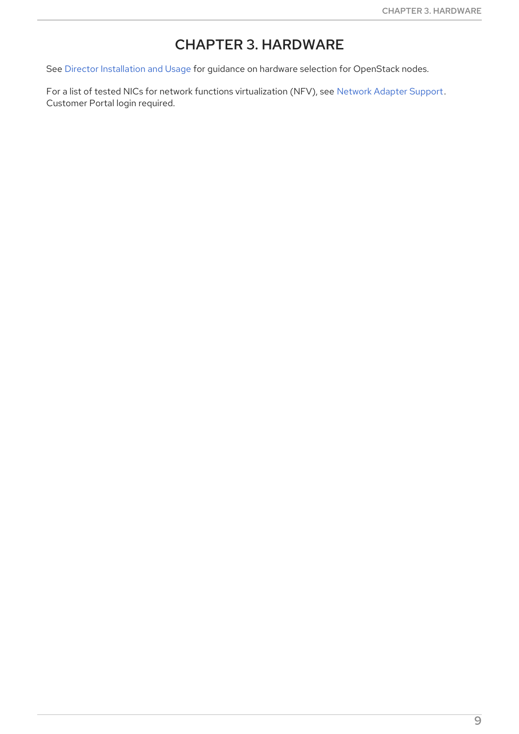# CHAPTER 3. HARDWARE

See Director Installation and Usage for guidance on hardware selection for OpenStack nodes.

For a list of tested NICs for network functions virtualization (NFV), see Network Adapter Support. Customer Portal login required.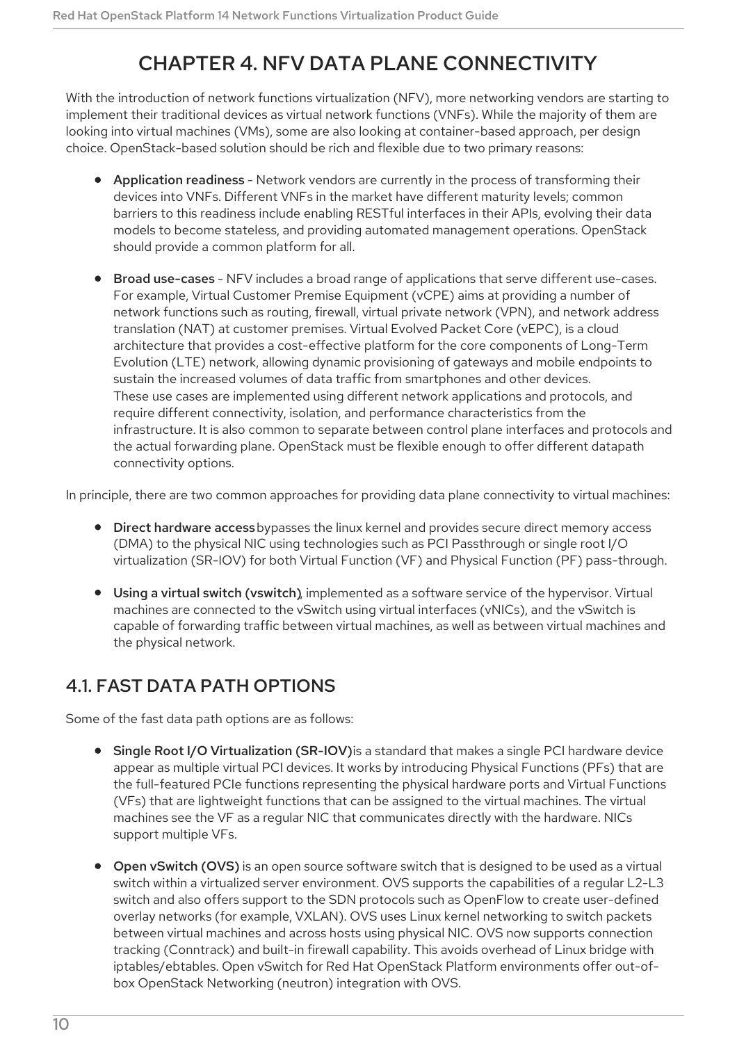# CHAPTER 4. NFV DATA PLANE CONNECTIVITY

With the introduction of network functions virtualization (NFV), more networking vendors are starting to implement their traditional devices as virtual network functions (VNFs). While the majority of them are looking into virtual machines (VMs), some are also looking at container-based approach, per design choice. OpenStack-based solution should be rich and flexible due to two primary reasons:

- **Application readiness** - Network vendors are currently in the process of transforming their devices into VNFs. Different VNFs in the market have different maturity levels; common barriers to this readiness include enabling RESTful interfaces in their APIs, evolving their data models to become stateless, and providing automated management operations. OpenStack should provide a common platform for all.
- **Broad use-cases** - NFV includes a broad range of applications that serve different use-cases. For example, Virtual Customer Premise Equipment (vCPE) aims at providing a number of network functions such as routing, firewall, virtual private network (VPN), and network address translation (NAT) at customer premises. Virtual Evolved Packet Core (vEPC), is a cloud architecture that provides a cost-effective platform for the core components of Long-Term Evolution (LTE) network, allowing dynamic provisioning of gateways and mobile endpoints to sustain the increased volumes of data traffic from smartphones and other devices.
  These use cases are implemented using different network applications and protocols, and require different connectivity, isolation, and performance characteristics from the infrastructure. It is also common to separate between control plane interfaces and protocols and the actual forwarding plane. OpenStack must be flexible enough to offer different datapath connectivity options.

In principle, there are two common approaches for providing data plane connectivity to virtual machines:

- **Direct hardware access** bypasses the linux kernel and provides secure direct memory access (DMA) to the physical NIC using technologies such as PCI Passthrough or single root I/O virtualization (SR-IOV) for both Virtual Function (VF) and Physical Function (PF) pass-through.
- **Using a virtual switch (vswitch)**, implemented as a software service of the hypervisor. Virtual machines are connected to the vSwitch using virtual interfaces (vNICs), and the vSwitch is capable of forwarding traffic between virtual machines, as well as between virtual machines and the physical network.

## 4.1. FAST DATA PATH OPTIONS

Some of the fast data path options are as follows:

- **Single Root I/O Virtualization (SR-IOV)** is a standard that makes a single PCI hardware device appear as multiple virtual PCI devices. It works by introducing Physical Functions (PFs) that are the full-featured PCIe functions representing the physical hardware ports and Virtual Functions (VFs) that are lightweight functions that can be assigned to the virtual machines. The virtual machines see the VF as a regular NIC that communicates directly with the hardware. NICs support multiple VFs.
- **Open vSwitch (OVS)** is an open source software switch that is designed to be used as a virtual switch within a virtualized server environment. OVS supports the capabilities of a regular L2-L3 switch and also offers support to the SDN protocols such as OpenFlow to create user-defined overlay networks (for example, VXLAN). OVS uses Linux kernel networking to switch packets between virtual machines and across hosts using physical NIC. OVS now supports connection tracking (Conntrack) and built-in firewall capability. This avoids overhead of Linux bridge with iptables/ebtables. Open vSwitch for Red Hat OpenStack Platform environments offer out-of-box OpenStack Networking (neutron) integration with OVS.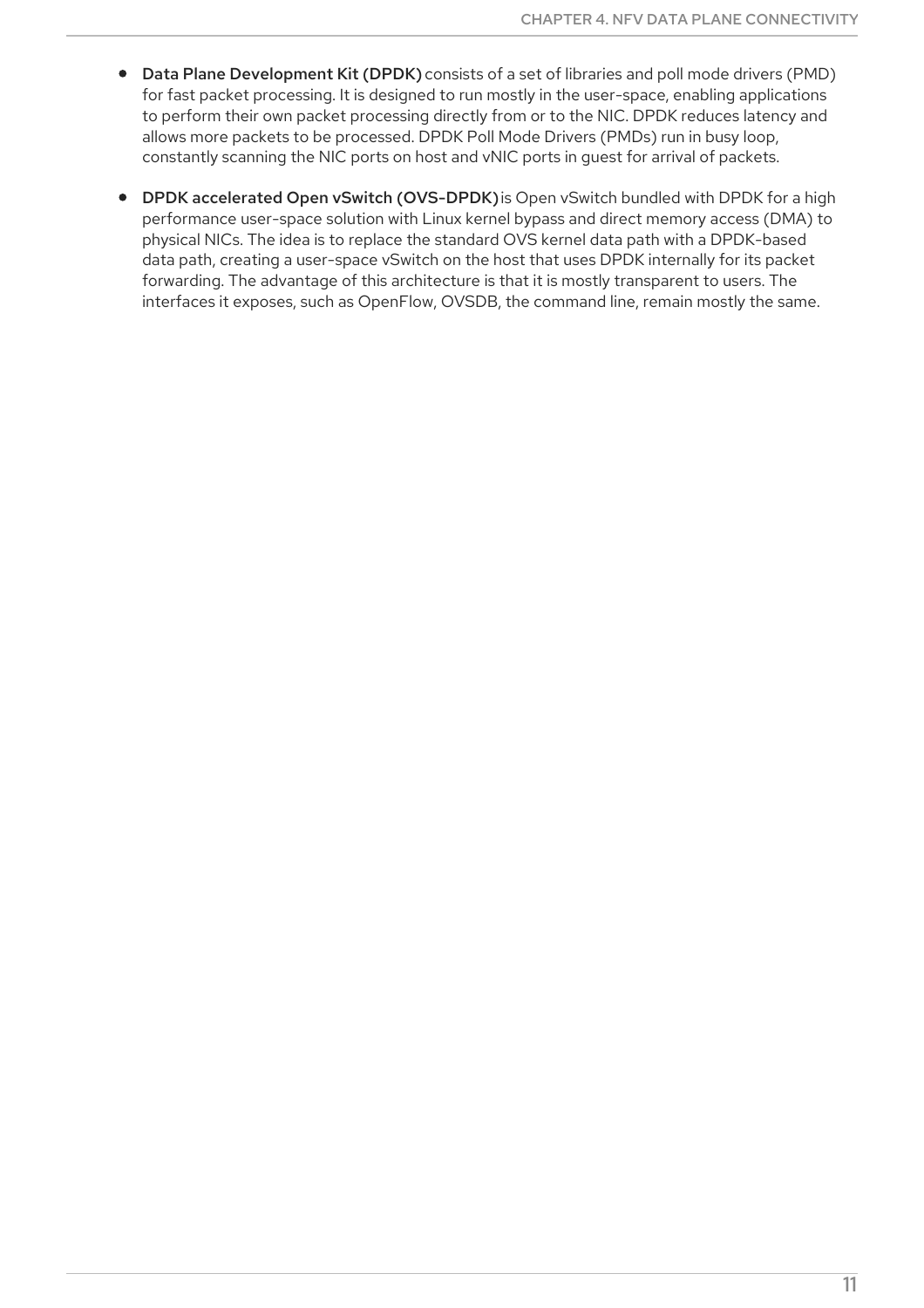- **Data Plane Development Kit (DPDK)** consists of a set of libraries and poll mode drivers (PMD) for fast packet processing. It is designed to run mostly in the user-space, enabling applications to perform their own packet processing directly from or to the NIC. DPDK reduces latency and allows more packets to be processed. DPDK Poll Mode Drivers (PMDs) run in busy loop, constantly scanning the NIC ports on host and vNIC ports in guest for arrival of packets.
- **DPDK accelerated Open vSwitch (OVS-DPDK)** is Open vSwitch bundled with DPDK for a high performance user-space solution with Linux kernel bypass and direct memory access (DMA) to physical NICs. The idea is to replace the standard OVS kernel data path with a DPDK-based data path, creating a user-space vSwitch on the host that uses DPDK internally for its packet forwarding. The advantage of this architecture is that it is mostly transparent to users. The interfaces it exposes, such as OpenFlow, OVSDB, the command line, remain mostly the same.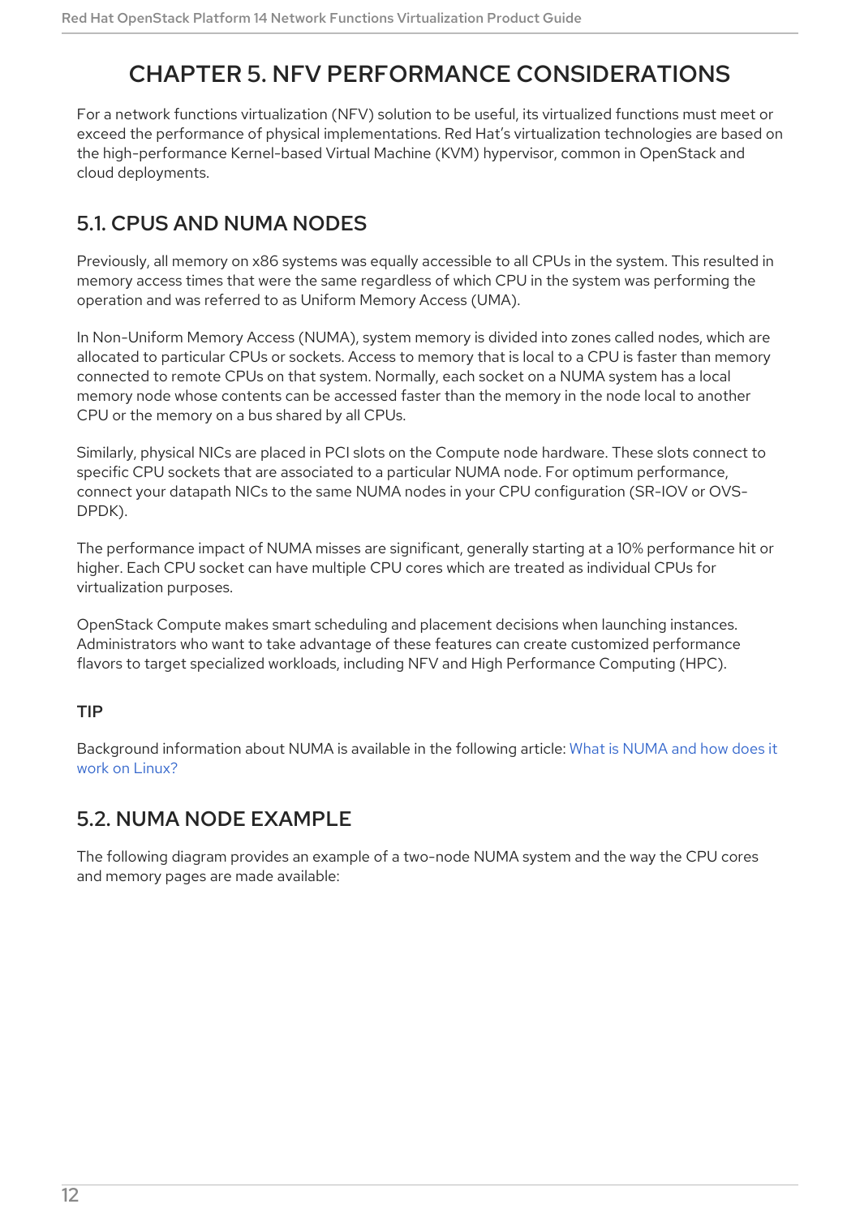# CHAPTER 5. NFV PERFORMANCE CONSIDERATIONS

For a network functions virtualization (NFV) solution to be useful, its virtualized functions must meet or exceed the performance of physical implementations. Red Hat's virtualization technologies are based on the high-performance Kernel-based Virtual Machine (KVM) hypervisor, common in OpenStack and cloud deployments.

## 5.1. CPUS AND NUMA NODES

Previously, all memory on x86 systems was equally accessible to all CPUs in the system. This resulted in memory access times that were the same regardless of which CPU in the system was performing the operation and was referred to as Uniform Memory Access (UMA).

In Non-Uniform Memory Access (NUMA), system memory is divided into zones called nodes, which are allocated to particular CPUs or sockets. Access to memory that is local to a CPU is faster than memory connected to remote CPUs on that system. Normally, each socket on a NUMA system has a local memory node whose contents can be accessed faster than the memory in the node local to another CPU or the memory on a bus shared by all CPUs.

Similarly, physical NICs are placed in PCI slots on the Compute node hardware. These slots connect to specific CPU sockets that are associated to a particular NUMA node. For optimum performance, connect your datapath NICs to the same NUMA nodes in your CPU configuration (SR-IOV or OVS-DPDK).

The performance impact of NUMA misses are significant, generally starting at a 10% performance hit or higher. Each CPU socket can have multiple CPU cores which are treated as individual CPUs for virtualization purposes.

OpenStack Compute makes smart scheduling and placement decisions when launching instances. Administrators who want to take advantage of these features can create customized performance flavors to target specialized workloads, including NFV and High Performance Computing (HPC).

### TIP

Background information about NUMA is available in the following article: What is NUMA and how does it work on Linux?

## 5.2. NUMA NODE EXAMPLE

The following diagram provides an example of a two-node NUMA system and the way the CPU cores and memory pages are made available: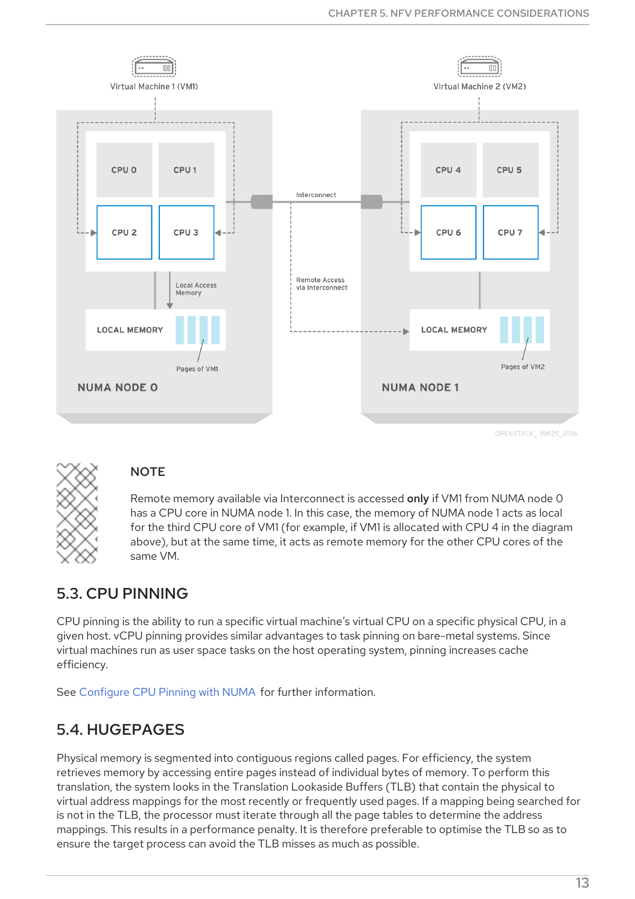Virtual Machine 1 (VM1)

Virtual Machine 2 (VM2)

CPU 0 CPU 1 CPU 2 CPU 3

CPU 4 CPU 5 CPU 6 CPU 7

Interconnect

Local Access Memory

Remote Access via Interconnect

LOCAL MEMORY Pages of VM1

LOCAL MEMORY Pages of VM2

NUMA NODE 0

NUMA NODE 1

OPENSTACK_39825_0516

> **NOTE**
>
> Remote memory available via Interconnect is accessed **only** if VM1 from NUMA node 0 has a CPU core in NUMA node 1. In this case, the memory of NUMA node 1 acts as local for the third CPU core of VM1 (for example, if VM1 is allocated with CPU 4 in the diagram above), but at the same time, it acts as remote memory for the other CPU cores of the same VM.

## 5.3. CPU PINNING

CPU pinning is the ability to run a specific virtual machine's virtual CPU on a specific physical CPU, in a given host. vCPU pinning provides similar advantages to task pinning on bare-metal systems. Since virtual machines run as user space tasks on the host operating system, pinning increases cache efficiency.

See Configure CPU Pinning with NUMA for further information.

## 5.4. HUGEPAGES

Physical memory is segmented into contiguous regions called pages. For efficiency, the system retrieves memory by accessing entire pages instead of individual bytes of memory. To perform this translation, the system looks in the Translation Lookaside Buffers (TLB) that contain the physical to virtual address mappings for the most recently or frequently used pages. If a mapping being searched for is not in the TLB, the processor must iterate through all the page tables to determine the address mappings. This results in a performance penalty. It is therefore preferable to optimise the TLB so as to ensure the target process can avoid the TLB misses as much as possible.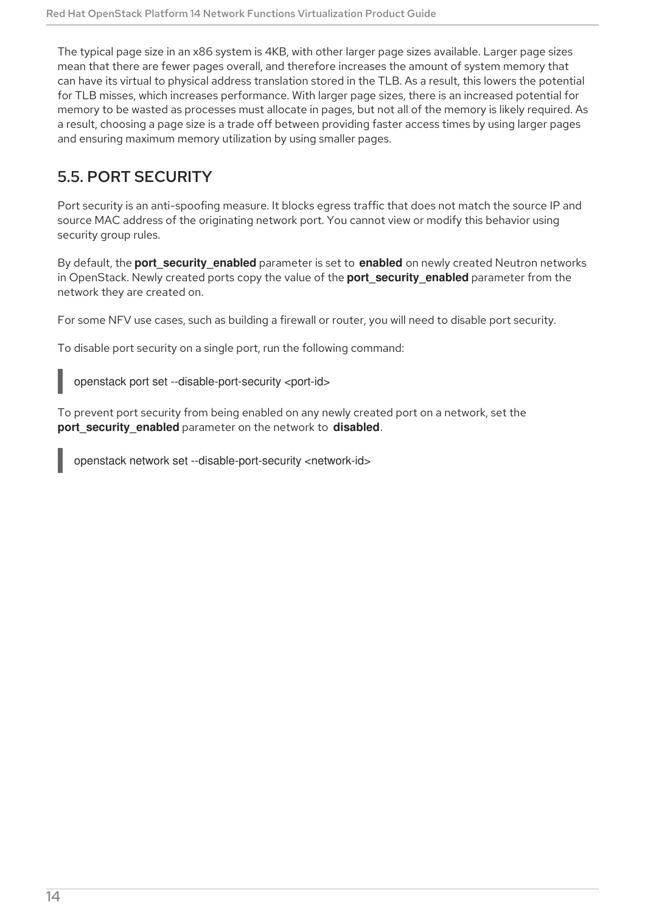The typical page size in an x86 system is 4KB, with other larger page sizes available. Larger page sizes mean that there are fewer pages overall, and therefore increases the amount of system memory that can have its virtual to physical address translation stored in the TLB. As a result, this lowers the potential for TLB misses, which increases performance. With larger page sizes, there is an increased potential for memory to be wasted as processes must allocate in pages, but not all of the memory is likely required. As a result, choosing a page size is a trade off between providing faster access times by using larger pages and ensuring maximum memory utilization by using smaller pages.

## 5.5. PORT SECURITY

Port security is an anti-spoofing measure. It blocks egress traffic that does not match the source IP and source MAC address of the originating network port. You cannot view or modify this behavior using security group rules.

By default, the **port_security_enabled** parameter is set to **enabled** on newly created Neutron networks in OpenStack. Newly created ports copy the value of the **port_security_enabled** parameter from the network they are created on.

For some NFV use cases, such as building a firewall or router, you will need to disable port security.

To disable port security on a single port, run the following command:

```
openstack port set --disable-port-security <port-id>
```

To prevent port security from being enabled on any newly created port on a network, set the **port_security_enabled** parameter on the network to **disabled**.

```
openstack network set --disable-port-security <network-id>
```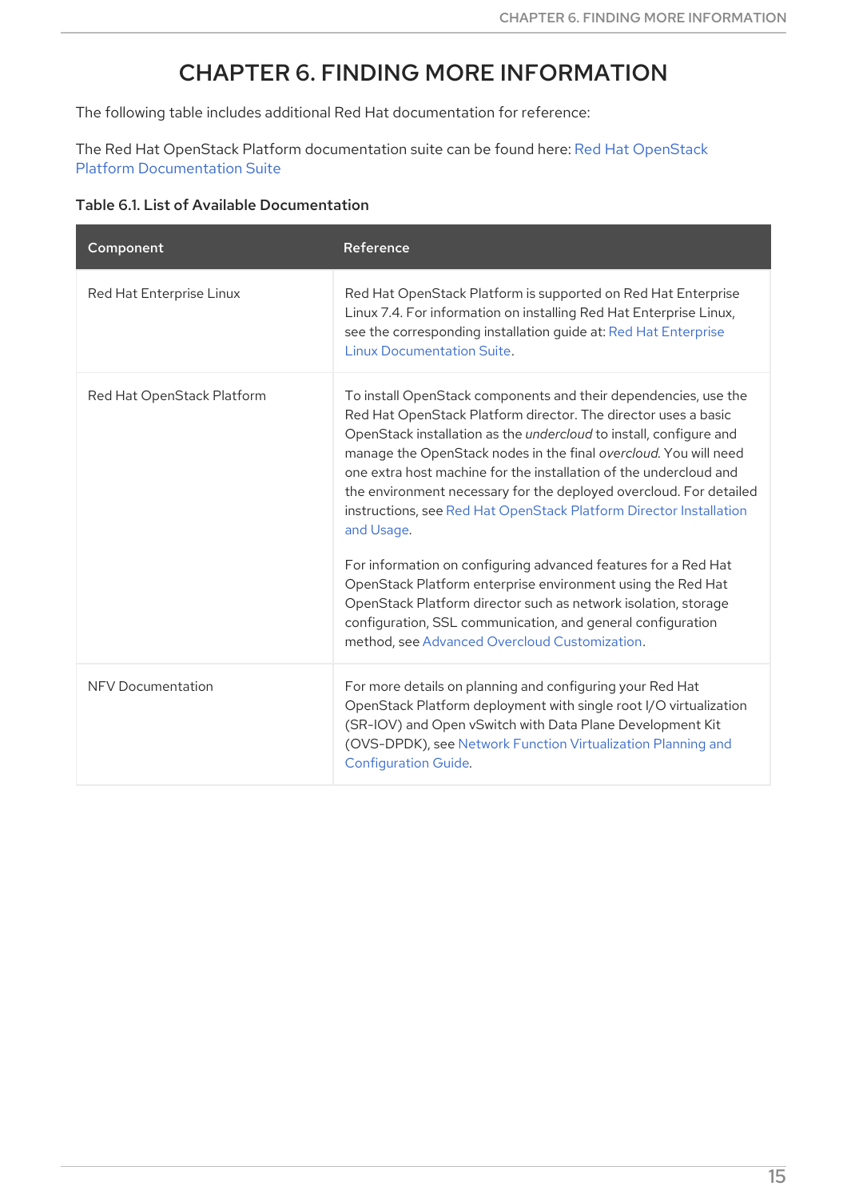# CHAPTER 6. FINDING MORE INFORMATION

The following table includes additional Red Hat documentation for reference:

The Red Hat OpenStack Platform documentation suite can be found here: Red Hat OpenStack Platform Documentation Suite

**Table 6.1. List of Available Documentation**

| Component | Reference |
| --- | --- |
| Red Hat Enterprise Linux | Red Hat OpenStack Platform is supported on Red Hat Enterprise Linux 7.4. For information on installing Red Hat Enterprise Linux, see the corresponding installation guide at: Red Hat Enterprise Linux Documentation Suite. |
| Red Hat OpenStack Platform | To install OpenStack components and their dependencies, use the Red Hat OpenStack Platform director. The director uses a basic OpenStack installation as the *undercloud* to install, configure and manage the OpenStack nodes in the final *overcloud*. You will need one extra host machine for the installation of the undercloud and the environment necessary for the deployed overcloud. For detailed instructions, see Red Hat OpenStack Platform Director Installation and Usage.<br><br>For information on configuring advanced features for a Red Hat OpenStack Platform enterprise environment using the Red Hat OpenStack Platform director such as network isolation, storage configuration, SSL communication, and general configuration method, see Advanced Overcloud Customization. |
| NFV Documentation | For more details on planning and configuring your Red Hat OpenStack Platform deployment with single root I/O virtualization (SR-IOV) and Open vSwitch with Data Plane Development Kit (OVS-DPDK), see Network Function Virtualization Planning and Configuration Guide. |